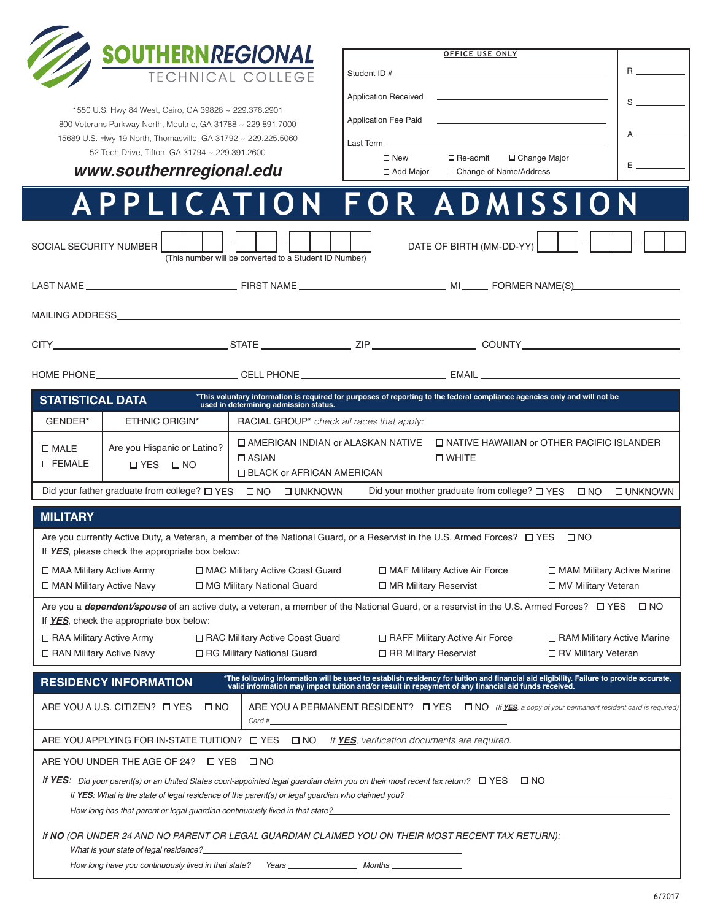# SOUTHERN REGIONAL TECHNICAL COLLEGE

1550 U.S. Hwy 84 West, Cairo, GA 39828 ~ 229.378.2901
800 Veterans Parkway North, Moultrie, GA 31788 ~ 229.891.7000
15689 U.S. Hwy 19 North, Thomasville, GA 31792 ~ 229.225.5060
52 Tech Drive, Tifton, GA 31794 ~ 229.391.2600

***www.southernregional.edu***

| OFFICE USE ONLY | |
|---|---|
| Student ID # ______ | R ______ |
| Application Received ______ | S ______ |
| Application Fee Paid ______ | A ______ |
| Last Term ______ ☐ New ☐ Re-admit ☐ Change Major ☐ Add Major ☐ Change of Name/Address | E ______ |

# APPLICATION FOR ADMISSION

SOCIAL SECURITY NUMBER ☐☐☐ – ☐☐ – ☐☐☐☐ (This number will be converted to a Student ID Number)

DATE OF BIRTH (MM-DD-YY) ☐☐ – ☐☐ – ☐☐

LAST NAME ______ FIRST NAME ______ MI ____ FORMER NAME(S) ______

MAILING ADDRESS ______

CITY ______ STATE ______ ZIP ______ COUNTY ______

HOME PHONE ______ CELL PHONE ______ EMAIL ______

## STATISTICAL DATA

**\*This voluntary information is required for purposes of reporting to the federal compliance agencies only and will not be used in determining admission status.**

| GENDER* | ETHNIC ORIGIN* | RACIAL GROUP* *check all races that apply:* |
|---|---|---|
| ☐ MALE<br>☐ FEMALE | Are you Hispanic or Latino?<br>☐ YES ☐ NO | ☐ AMERICAN INDIAN or ALASKAN NATIVE ☐ NATIVE HAWAIIAN or OTHER PACIFIC ISLANDER<br>☐ ASIAN ☐ WHITE<br>☐ BLACK or AFRICAN AMERICAN |

Did your father graduate from college? ☐ YES ☐ NO ☐ UNKNOWN Did your mother graduate from college? ☐ YES ☐ NO ☐ UNKNOWN

## MILITARY

Are you currently Active Duty, a Veteran, a member of the National Guard, or a Reservist in the U.S. Armed Forces? ☐ YES ☐ NO
If ***YES***, please check the appropriate box below:

☐ MAA Military Active Army ☐ MAC Military Active Coast Guard ☐ MAF Military Active Air Force ☐ MAM Military Active Marine
☐ MAN Military Active Navy ☐ MG Military National Guard ☐ MR Military Reservist ☐ MV Military Veteran

Are you a ***dependent/spouse*** of an active duty, a veteran, a member of the National Guard, or a reservist in the U.S. Armed Forces? ☐ YES ☐ NO
If ***YES***, check the appropriate box below:

☐ RAA Military Active Army ☐ RAC Military Active Coast Guard ☐ RAFF Military Active Air Force ☐ RAM Military Active Marine
☐ RAN Military Active Navy ☐ RG Military National Guard ☐ RR Military Reservist ☐ RV Military Veteran

## RESIDENCY INFORMATION

**\*The following information will be used to establish residency for tuition and financial aid eligibility. Failure to provide accurate, valid information may impact tuition and/or result in repayment of any financial aid funds received.**

ARE YOU A U.S. CITIZEN? ☐ YES ☐ NO

ARE YOU A PERMANENT RESIDENT? ☐ YES ☐ NO *(If **YES**, a copy of your permanent resident card is required)*
*Card #* ______

ARE YOU APPLYING FOR IN-STATE TUITION? ☐ YES ☐ NO *If **YES**, verification documents are required.*

ARE YOU UNDER THE AGE OF 24? ☐ YES ☐ NO

*If **YES**: Did your parent(s) or an United States court-appointed legal guardian claim you on their most recent tax return?* ☐ YES ☐ NO

*If **YES**: What is the state of legal residence of the parent(s) or legal guardian who claimed you?* ______

*How long has that parent or legal guardian continuously lived in that state?* ______

*If **NO** (OR UNDER 24 AND NO PARENT OR LEGAL GUARDIAN CLAIMED YOU ON THEIR MOST RECENT TAX RETURN):*

*What is your state of legal residence?* ______

*How long have you continuously lived in that state? Years* ______ *Months* ______

6/2017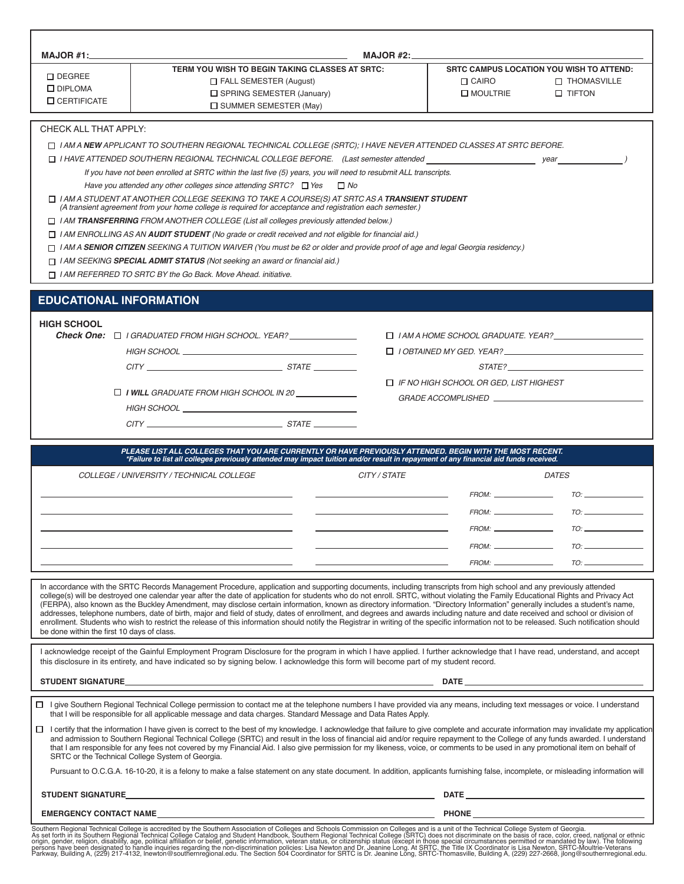**MAJOR #1:** ______________________ **MAJOR #2:** ______________________

| | | |
|---|---|---|
| ☐ DEGREE<br>☐ DIPLOMA<br>☐ CERTIFICATE | **TERM YOU WISH TO BEGIN TAKING CLASSES AT SRTC:**<br>☐ FALL SEMESTER (August)<br>☐ SPRING SEMESTER (January)<br>☐ SUMMER SEMESTER (May) | **SRTC CAMPUS LOCATION YOU WISH TO ATTEND:**<br>☐ CAIRO ☐ THOMASVILLE<br>☐ MOULTRIE ☐ TIFTON |

CHECK ALL THAT APPLY:

- ☐ *I AM A **NEW** APPLICANT TO SOUTHERN REGIONAL TECHNICAL COLLEGE (SRTC); I HAVE NEVER ATTENDED CLASSES AT SRTC BEFORE.*
- ☐ *I HAVE ATTENDED SOUTHERN REGIONAL TECHNICAL COLLEGE BEFORE. (Last semester attended ______ year ______ )*
  - *If you have not been enrolled at SRTC within the last five (5) years, you will need to resubmit ALL transcripts.*
  - *Have you attended any other colleges since attending SRTC?* ☐ *Yes* ☐ *No*
- ☐ *I AM A STUDENT AT ANOTHER COLLEGE SEEKING TO TAKE A COURSE(S) AT SRTC AS A **TRANSIENT STUDENT** (A transient agreement from your home college is required for acceptance and registration each semester.)*
- ☐ *I AM **TRANSFERRING** FROM ANOTHER COLLEGE (List all colleges previously attended below.)*
- ☐ *I AM ENROLLING AS AN **AUDIT STUDENT** (No grade or credit received and not eligible for financial aid.)*
- ☐ *I AM A **SENIOR CITIZEN** SEEKING A TUITION WAIVER (You must be 62 or older and provide proof of age and legal Georgia residency.)*
- ☐ *I AM SEEKING **SPECIAL ADMIT STATUS** (Not seeking an award or financial aid.)*
- ☐ *I AM REFERRED TO SRTC BY the Go Back. Move Ahead. initiative.*

## EDUCATIONAL INFORMATION

**HIGH SCHOOL**

***Check One:***

- ☐ *I GRADUATED FROM HIGH SCHOOL. YEAR?* ______
  - *HIGH SCHOOL* ______
  - *CITY* ______ *STATE* ______
- ☐ ***I WILL** GRADUATE FROM HIGH SCHOOL IN 20* ______
  - *HIGH SCHOOL* ______
  - *CITY* ______ *STATE* ______
- ☐ *I AM A HOME SCHOOL GRADUATE. YEAR?* ______
- ☐ *I OBTAINED MY GED. YEAR?* ______
  - *STATE?* ______
- ☐ *IF NO HIGH SCHOOL OR GED, LIST HIGHEST GRADE ACCOMPLISHED* ______

***PLEASE LIST ALL COLLEGES THAT YOU ARE CURRENTLY OR HAVE PREVIOUSLY ATTENDED. BEGIN WITH THE MOST RECENT.***
***\*Failure to list all colleges previously attended may impact tuition and/or result in repayment of any financial aid funds received.***

| *COLLEGE / UNIVERSITY / TECHNICAL COLLEGE* | *CITY / STATE* | *DATES* | |
|---|---|---|---|
| | | *FROM:* | *TO:* |
| | | *FROM:* | *TO:* |
| | | *FROM:* | *TO:* |
| | | *FROM:* | *TO:* |
| | | *FROM:* | *TO:* |

In accordance with the SRTC Records Management Procedure, application and supporting documents, including transcripts from high school and any previously attended college(s) will be destroyed one calendar year after the date of application for students who do not enroll. SRTC, without violating the Family Educational Rights and Privacy Act (FERPA), also known as the Buckley Amendment, may disclose certain information, known as directory information. "Directory Information" generally includes a student's name, addresses, telephone numbers, date of birth, major and field of study, dates of enrollment, and degrees and awards including nature and date received and school or division of enrollment. Students who wish to restrict the release of this information should notify the Registrar in writing of the specific information not to be released. Such notification should be done within the first 10 days of class.

I acknowledge receipt of the Gainful Employment Program Disclosure for the program in which I have applied. I further acknowledge that I have read, understand, and accept this disclosure in its entirety, and have indicated so by signing below. I acknowledge this form will become part of my student record.

**STUDENT SIGNATURE** ______________________ **DATE** ______________________

☐ I give Southern Regional Technical College permission to contact me at the telephone numbers I have provided via any means, including text messages or voice. I understand that I will be responsible for all applicable message and data charges. Standard Message and Data Rates Apply.

☐ I certify that the information I have given is correct to the best of my knowledge. I acknowledge that failure to give complete and accurate information may invalidate my application and admission to Southern Regional Technical College (SRTC) and result in the loss of financial aid and/or require repayment to the College of any funds awarded. I understand that I am responsible for any fees not covered by my Financial Aid. I also give permission for my likeness, voice, or comments to be used in any promotional item on behalf of SRTC or the Technical College System of Georgia.

Pursuant to O.C.G.A. 16-10-20, it is a felony to make a false statement on any state document. In addition, applicants furnishing false, incomplete, or misleading information will

**STUDENT SIGNATURE** ______________________ **DATE** ______________________

**EMERGENCY CONTACT NAME** ______________________ **PHONE** ______________________

Southern Regional Technical College is accredited by the Southern Association of Colleges and Schools Commission on Colleges and is a unit of the Technical College System of Georgia. As set forth in its Southern Regional Technical College Catalog and Student Handbook, Southern Regional Technical College (SRTC) does not discriminate on the basis of race, color, creed, national or ethnic origin, gender, religion, disability, age, political affiliation or belief, genetic information, veteran status, or citizenship status (except in those special circumstances permitted or mandated by law). The following persons have been designated to handle inquiries regarding the non-discrimination policies: Lisa Newton and Dr. Jeanine Long. At SRTC, the Title IX Coordinator is Lisa Newton, SRTC-Moultrie-Veterans Parkway, Building A, (229) 217-4132, lnewton@southernregional.edu. The Section 504 Coordinator for SRTC is Dr. Jeanine Long, SRTC-Thomasville, Building A, (229) 227-2668, jlong@southernregional.edu.